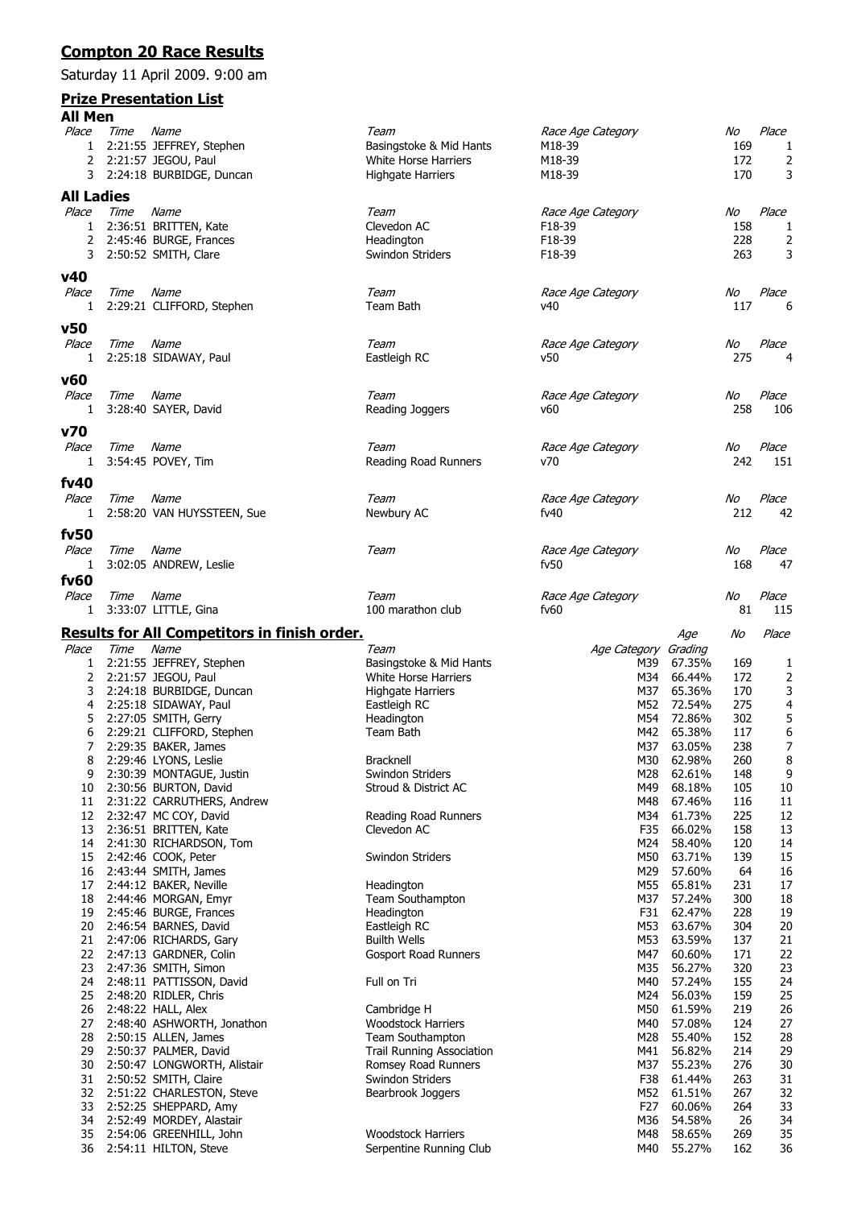# Compton 20 Race Results

Saturday 11 April 2009. 9:00 am

## Prize Presentation List

### All Men

| Place | Time | Name | Team | Race Age Category | No | Place |
|---|---|---|---|---|---|---|
| 1 | 2:21:55 | JEFFREY, Stephen | Basingstoke & Mid Hants | M18-39 | 169 | 1 |
| 2 | 2:21:57 | JEGOU, Paul | White Horse Harriers | M18-39 | 172 | 2 |
| 3 | 2:24:18 | BURBIDGE, Duncan | Highgate Harriers | M18-39 | 170 | 3 |

### All Ladies

| Place | Time | Name | Team | Race Age Category | No | Place |
|---|---|---|---|---|---|---|
| 1 | 2:36:51 | BRITTEN, Kate | Clevedon AC | F18-39 | 158 | 1 |
| 2 | 2:45:46 | BURGE, Frances | Headington | F18-39 | 228 | 2 |
| 3 | 2:50:52 | SMITH, Clare | Swindon Striders | F18-39 | 263 | 3 |

### v40

| Place | Time | Name | Team | Race Age Category | No | Place |
|---|---|---|---|---|---|---|
| 1 | 2:29:21 | CLIFFORD, Stephen | Team Bath | v40 | 117 | 6 |

### v50

| Place | Time | Name | Team | Race Age Category | No | Place |
|---|---|---|---|---|---|---|
| 1 | 2:25:18 | SIDAWAY, Paul | Eastleigh RC | v50 | 275 | 4 |

### v60

| Place | Time | Name | Team | Race Age Category | No | Place |
|---|---|---|---|---|---|---|
| 1 | 3:28:40 | SAYER, David | Reading Joggers | v60 | 258 | 106 |

### v70

| Place | Time | Name | Team | Race Age Category | No | Place |
|---|---|---|---|---|---|---|
| 1 | 3:54:45 | POVEY, Tim | Reading Road Runners | v70 | 242 | 151 |

### fv40

| Place | Time | Name | Team | Race Age Category | No | Place |
|---|---|---|---|---|---|---|
| 1 | 2:58:20 | VAN HUYSSTEEN, Sue | Newbury AC | fv40 | 212 | 42 |

### fv50

| Place | Time | Name | Team | Race Age Category | No | Place |
|---|---|---|---|---|---|---|
| 1 | 3:02:05 | ANDREW, Leslie | | fv50 | 168 | 47 |

### fv60

| Place | Time | Name | Team | Race Age Category | No | Place |
|---|---|---|---|---|---|---|
| 1 | 3:33:07 | LITTLE, Gina | 100 marathon club | fv60 | 81 | 115 |

## Results for All Competitors in finish order.

| Place | Time | Name | Team | Age Category | Age Grading | No | Place |
|---|---|---|---|---|---|---|---|
| 1 | 2:21:55 | JEFFREY, Stephen | Basingstoke & Mid Hants | M39 | 67.35% | 169 | 1 |
| 2 | 2:21:57 | JEGOU, Paul | White Horse Harriers | M34 | 66.44% | 172 | 2 |
| 3 | 2:24:18 | BURBIDGE, Duncan | Highgate Harriers | M37 | 65.36% | 170 | 3 |
| 4 | 2:25:18 | SIDAWAY, Paul | Eastleigh RC | M52 | 72.54% | 275 | 4 |
| 5 | 2:27:05 | SMITH, Gerry | Headington | M54 | 72.86% | 302 | 5 |
| 6 | 2:29:21 | CLIFFORD, Stephen | Team Bath | M42 | 65.38% | 117 | 6 |
| 7 | 2:29:35 | BAKER, James | | M37 | 63.05% | 238 | 7 |
| 8 | 2:29:46 | LYONS, Leslie | Bracknell | M30 | 62.98% | 260 | 8 |
| 9 | 2:30:39 | MONTAGUE, Justin | Swindon Striders | M28 | 62.61% | 148 | 9 |
| 10 | 2:30:56 | BURTON, David | Stroud & District AC | M49 | 68.18% | 105 | 10 |
| 11 | 2:31:22 | CARRUTHERS, Andrew | | M48 | 67.46% | 116 | 11 |
| 12 | 2:32:47 | MC COY, David | Reading Road Runners | M34 | 61.73% | 225 | 12 |
| 13 | 2:36:51 | BRITTEN, Kate | Clevedon AC | F35 | 66.02% | 158 | 13 |
| 14 | 2:41:30 | RICHARDSON, Tom | | M24 | 58.40% | 120 | 14 |
| 15 | 2:42:46 | COOK, Peter | Swindon Striders | M50 | 63.71% | 139 | 15 |
| 16 | 2:43:44 | SMITH, James | | M29 | 57.60% | 64 | 16 |
| 17 | 2:44:12 | BAKER, Neville | Headington | M55 | 65.81% | 231 | 17 |
| 18 | 2:44:46 | MORGAN, Emyr | Team Southampton | M37 | 57.24% | 300 | 18 |
| 19 | 2:45:46 | BURGE, Frances | Headington | F31 | 62.47% | 228 | 19 |
| 20 | 2:46:54 | BARNES, David | Eastleigh RC | M53 | 63.67% | 304 | 20 |
| 21 | 2:47:06 | RICHARDS, Gary | Builth Wells | M53 | 63.59% | 137 | 21 |
| 22 | 2:47:13 | GARDNER, Colin | Gosport Road Runners | M47 | 60.60% | 171 | 22 |
| 23 | 2:47:36 | SMITH, Simon | | M35 | 56.27% | 320 | 23 |
| 24 | 2:48:11 | PATTISSON, David | Full on Tri | M40 | 57.24% | 155 | 24 |
| 25 | 2:48:20 | RIDLER, Chris | | M24 | 56.03% | 159 | 25 |
| 26 | 2:48:22 | HALL, Alex | Cambridge H | M50 | 61.59% | 219 | 26 |
| 27 | 2:48:40 | ASHWORTH, Jonathon | Woodstock Harriers | M40 | 57.08% | 124 | 27 |
| 28 | 2:50:15 | ALLEN, James | Team Southampton | M28 | 55.40% | 152 | 28 |
| 29 | 2:50:37 | PALMER, David | Trail Running Association | M41 | 56.82% | 214 | 29 |
| 30 | 2:50:47 | LONGWORTH, Alistair | Romsey Road Runners | M37 | 55.23% | 276 | 30 |
| 31 | 2:50:52 | SMITH, Claire | Swindon Striders | F38 | 61.44% | 263 | 31 |
| 32 | 2:51:22 | CHARLESTON, Steve | Bearbrook Joggers | M52 | 61.51% | 267 | 32 |
| 33 | 2:52:25 | SHEPPARD, Amy | | F27 | 60.06% | 264 | 33 |
| 34 | 2:52:49 | MORDEY, Alastair | | M36 | 54.58% | 26 | 34 |
| 35 | 2:54:06 | GREENHILL, John | Woodstock Harriers | M48 | 58.65% | 269 | 35 |
| 36 | 2:54:11 | HILTON, Steve | Serpentine Running Club | M40 | 55.27% | 162 | 36 |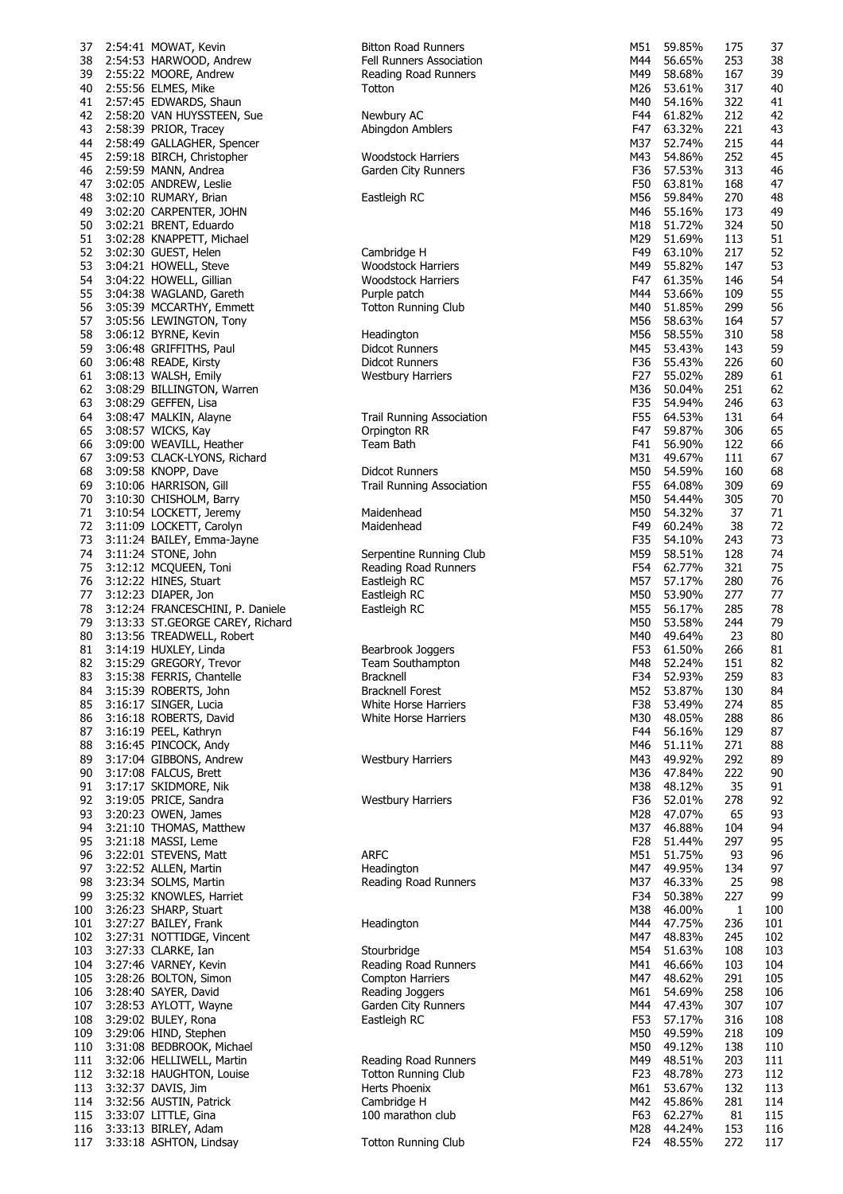| | | | | | | | |
|---|---|---|---|---|---|---|---|
| 37 | 2:54:41 | MOWAT, Kevin | Bitton Road Runners | M51 | 59.85% | 175 | 37 |
| 38 | 2:54:53 | HARWOOD, Andrew | Fell Runners Association | M44 | 56.65% | 253 | 38 |
| 39 | 2:55:22 | MOORE, Andrew | Reading Road Runners | M49 | 58.68% | 167 | 39 |
| 40 | 2:55:56 | ELMES, Mike | Totton | M26 | 53.61% | 317 | 40 |
| 41 | 2:57:45 | EDWARDS, Shaun | | M40 | 54.16% | 322 | 41 |
| 42 | 2:58:20 | VAN HUYSSTEEN, Sue | Newbury AC | F44 | 61.82% | 212 | 42 |
| 43 | 2:58:39 | PRIOR, Tracey | Abingdon Amblers | F47 | 63.32% | 221 | 43 |
| 44 | 2:58:49 | GALLAGHER, Spencer | | M37 | 52.74% | 215 | 44 |
| 45 | 2:59:18 | BIRCH, Christopher | Woodstock Harriers | M43 | 54.86% | 252 | 45 |
| 46 | 2:59:59 | MANN, Andrea | Garden City Runners | F36 | 57.53% | 313 | 46 |
| 47 | 3:02:05 | ANDREW, Leslie | | F50 | 63.81% | 168 | 47 |
| 48 | 3:02:10 | RUMARY, Brian | Eastleigh RC | M56 | 59.84% | 270 | 48 |
| 49 | 3:02:20 | CARPENTER, JOHN | | M46 | 55.16% | 173 | 49 |
| 50 | 3:02:21 | BRENT, Eduardo | | M18 | 51.72% | 324 | 50 |
| 51 | 3:02:28 | KNAPPETT, Michael | | M29 | 51.69% | 113 | 51 |
| 52 | 3:02:30 | GUEST, Helen | Cambridge H | F49 | 63.10% | 217 | 52 |
| 53 | 3:04:21 | HOWELL, Steve | Woodstock Harriers | M49 | 55.82% | 147 | 53 |
| 54 | 3:04:22 | HOWELL, Gillian | Woodstock Harriers | F47 | 61.35% | 146 | 54 |
| 55 | 3:04:38 | WAGLAND, Gareth | Purple patch | M44 | 53.66% | 109 | 55 |
| 56 | 3:05:39 | MCCARTHY, Emmett | Totton Running Club | M40 | 51.85% | 299 | 56 |
| 57 | 3:05:56 | LEWINGTON, Tony | | M56 | 58.63% | 164 | 57 |
| 58 | 3:06:12 | BYRNE, Kevin | Headington | M56 | 58.55% | 310 | 58 |
| 59 | 3:06:48 | GRIFFITHS, Paul | Didcot Runners | M45 | 53.43% | 143 | 59 |
| 60 | 3:06:48 | READE, Kirsty | Didcot Runners | F36 | 55.43% | 226 | 60 |
| 61 | 3:08:13 | WALSH, Emily | Westbury Harriers | F27 | 55.02% | 289 | 61 |
| 62 | 3:08:29 | BILLINGTON, Warren | | M36 | 50.04% | 251 | 62 |
| 63 | 3:08:29 | GEFFEN, Lisa | | F35 | 54.94% | 246 | 63 |
| 64 | 3:08:47 | MALKIN, Alayne | Trail Running Association | F55 | 64.53% | 131 | 64 |
| 65 | 3:08:57 | WICKS, Kay | Orpington RR | F47 | 59.87% | 306 | 65 |
| 66 | 3:09:00 | WEAVILL, Heather | Team Bath | F41 | 56.90% | 122 | 66 |
| 67 | 3:09:53 | CLACK-LYONS, Richard | | M31 | 49.67% | 111 | 67 |
| 68 | 3:09:58 | KNOPP, Dave | Didcot Runners | M50 | 54.59% | 160 | 68 |
| 69 | 3:10:06 | HARRISON, Gill | Trail Running Association | F55 | 64.08% | 309 | 69 |
| 70 | 3:10:30 | CHISHOLM, Barry | | M50 | 54.44% | 305 | 70 |
| 71 | 3:10:54 | LOCKETT, Jeremy | Maidenhead | M50 | 54.32% | 37 | 71 |
| 72 | 3:11:09 | LOCKETT, Carolyn | Maidenhead | F49 | 60.24% | 38 | 72 |
| 73 | 3:11:24 | BAILEY, Emma-Jayne | | F35 | 54.10% | 243 | 73 |
| 74 | 3:11:24 | STONE, John | Serpentine Running Club | M59 | 58.51% | 128 | 74 |
| 75 | 3:12:12 | MCQUEEN, Toni | Reading Road Runners | F54 | 62.77% | 321 | 75 |
| 76 | 3:12:22 | HINES, Stuart | Eastleigh RC | M57 | 57.17% | 280 | 76 |
| 77 | 3:12:23 | DIAPER, Jon | Eastleigh RC | M50 | 53.90% | 277 | 77 |
| 78 | 3:12:24 | FRANCESCHINI, P. Daniele | Eastleigh RC | M55 | 56.17% | 285 | 78 |
| 79 | 3:13:33 | ST.GEORGE CAREY, Richard | | M50 | 53.58% | 244 | 79 |
| 80 | 3:13:56 | TREADWELL, Robert | | M40 | 49.64% | 23 | 80 |
| 81 | 3:14:19 | HUXLEY, Linda | Bearbrook Joggers | F53 | 61.50% | 266 | 81 |
| 82 | 3:15:29 | GREGORY, Trevor | Team Southampton | M48 | 52.24% | 151 | 82 |
| 83 | 3:15:38 | FERRIS, Chantelle | Bracknell | F34 | 52.93% | 259 | 83 |
| 84 | 3:15:39 | ROBERTS, John | Bracknell Forest | M52 | 53.87% | 130 | 84 |
| 85 | 3:16:17 | SINGER, Lucia | White Horse Harriers | F38 | 53.49% | 274 | 85 |
| 86 | 3:16:18 | ROBERTS, David | White Horse Harriers | M30 | 48.05% | 288 | 86 |
| 87 | 3:16:19 | PEEL, Kathryn | | F44 | 56.16% | 129 | 87 |
| 88 | 3:16:45 | PINCOCK, Andy | | M46 | 51.11% | 271 | 88 |
| 89 | 3:17:04 | GIBBONS, Andrew | Westbury Harriers | M43 | 49.92% | 292 | 89 |
| 90 | 3:17:08 | FALCUS, Brett | | M36 | 47.84% | 222 | 90 |
| 91 | 3:17:17 | SKIDMORE, Nik | | M38 | 48.12% | 35 | 91 |
| 92 | 3:19:05 | PRICE, Sandra | Westbury Harriers | F36 | 52.01% | 278 | 92 |
| 93 | 3:20:23 | OWEN, James | | M28 | 47.07% | 65 | 93 |
| 94 | 3:21:10 | THOMAS, Matthew | | M37 | 46.88% | 104 | 94 |
| 95 | 3:21:18 | MASSI, Leme | | F28 | 51.44% | 297 | 95 |
| 96 | 3:22:01 | STEVENS, Matt | ARFC | M51 | 51.75% | 93 | 96 |
| 97 | 3:22:52 | ALLEN, Martin | Headington | M47 | 49.95% | 134 | 97 |
| 98 | 3:23:34 | SOLMS, Martin | Reading Road Runners | M37 | 46.33% | 25 | 98 |
| 99 | 3:25:32 | KNOWLES, Harriet | | F34 | 50.38% | 227 | 99 |
| 100 | 3:26:23 | SHARP, Stuart | | M38 | 46.00% | 1 | 100 |
| 101 | 3:27:27 | BAILEY, Frank | Headington | M44 | 47.75% | 236 | 101 |
| 102 | 3:27:31 | NOTTIDGE, Vincent | | M47 | 48.83% | 245 | 102 |
| 103 | 3:27:33 | CLARKE, Ian | Stourbridge | M54 | 51.63% | 108 | 103 |
| 104 | 3:27:46 | VARNEY, Kevin | Reading Road Runners | M41 | 46.66% | 103 | 104 |
| 105 | 3:28:26 | BOLTON, Simon | Compton Harriers | M47 | 48.62% | 291 | 105 |
| 106 | 3:28:40 | SAYER, David | Reading Joggers | M61 | 54.69% | 258 | 106 |
| 107 | 3:28:53 | AYLOTT, Wayne | Garden City Runners | M44 | 47.43% | 307 | 107 |
| 108 | 3:29:02 | BULEY, Rona | Eastleigh RC | F53 | 57.17% | 316 | 108 |
| 109 | 3:29:06 | HIND, Stephen | | M50 | 49.59% | 218 | 109 |
| 110 | 3:31:08 | BEDBROOK, Michael | | M50 | 49.12% | 138 | 110 |
| 111 | 3:32:06 | HELLIWELL, Martin | Reading Road Runners | M49 | 48.51% | 203 | 111 |
| 112 | 3:32:18 | HAUGHTON, Louise | Totton Running Club | F23 | 48.78% | 273 | 112 |
| 113 | 3:32:37 | DAVIS, Jim | Herts Phoenix | M61 | 53.67% | 132 | 113 |
| 114 | 3:32:56 | AUSTIN, Patrick | Cambridge H | M42 | 45.86% | 281 | 114 |
| 115 | 3:33:07 | LITTLE, Gina | 100 marathon club | F63 | 62.27% | 81 | 115 |
| 116 | 3:33:13 | BIRLEY, Adam | | M28 | 44.24% | 153 | 116 |
| 117 | 3:33:18 | ASHTON, Lindsay | Totton Running Club | F24 | 48.55% | 272 | 117 |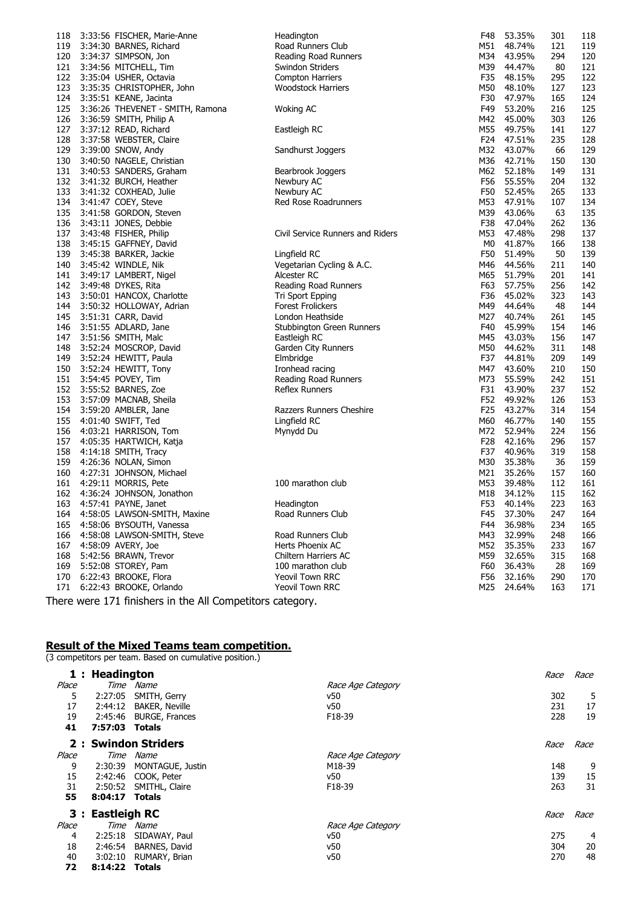| Pos | Time | Name | Club | Cat | % | No | Pos |
|---|---|---|---|---|---|---|---|
| 118 | 3:33:56 | FISCHER, Marie-Anne | Headington | F48 | 53.35% | 301 | 118 |
| 119 | 3:34:30 | BARNES, Richard | Road Runners Club | M51 | 48.74% | 121 | 119 |
| 120 | 3:34:37 | SIMPSON, Jon | Reading Road Runners | M34 | 43.95% | 294 | 120 |
| 121 | 3:34:56 | MITCHELL, Tim | Swindon Striders | M39 | 44.47% | 80 | 121 |
| 122 | 3:35:04 | USHER, Octavia | Compton Harriers | F35 | 48.15% | 295 | 122 |
| 123 | 3:35:35 | CHRISTOPHER, John | Woodstock Harriers | M50 | 48.10% | 127 | 123 |
| 124 | 3:35:51 | KEANE, Jacinta | | F30 | 47.97% | 165 | 124 |
| 125 | 3:36:26 | THEVENET - SMITH, Ramona | Woking AC | F49 | 53.20% | 216 | 125 |
| 126 | 3:36:59 | SMITH, Philip A | | M42 | 45.00% | 303 | 126 |
| 127 | 3:37:12 | READ, Richard | Eastleigh RC | M55 | 49.75% | 141 | 127 |
| 128 | 3:37:58 | WEBSTER, Claire | | F24 | 47.51% | 235 | 128 |
| 129 | 3:39:00 | SNOW, Andy | Sandhurst Joggers | M32 | 43.07% | 66 | 129 |
| 130 | 3:40:50 | NAGELE, Christian | | M36 | 42.71% | 150 | 130 |
| 131 | 3:40:53 | SANDERS, Graham | Bearbrook Joggers | M62 | 52.18% | 149 | 131 |
| 132 | 3:41:32 | BURCH, Heather | Newbury AC | F56 | 55.55% | 204 | 132 |
| 133 | 3:41:32 | COXHEAD, Julie | Newbury AC | F50 | 52.45% | 265 | 133 |
| 134 | 3:41:47 | COEY, Steve | Red Rose Roadrunners | M53 | 47.91% | 107 | 134 |
| 135 | 3:41:58 | GORDON, Steven | | M39 | 43.06% | 63 | 135 |
| 136 | 3:43:11 | JONES, Debbie | | F38 | 47.04% | 262 | 136 |
| 137 | 3:43:48 | FISHER, Philip | Civil Service Runners and Riders | M53 | 47.48% | 298 | 137 |
| 138 | 3:45:15 | GAFFNEY, David | | M0 | 41.87% | 166 | 138 |
| 139 | 3:45:38 | BARKER, Jackie | Lingfield RC | F50 | 51.49% | 50 | 139 |
| 140 | 3:45:42 | WINDLE, Nik | Vegetarian Cycling & A.C. | M46 | 44.56% | 211 | 140 |
| 141 | 3:49:17 | LAMBERT, Nigel | Alcester RC | M65 | 51.79% | 201 | 141 |
| 142 | 3:49:48 | DYKES, Rita | Reading Road Runners | F63 | 57.75% | 256 | 142 |
| 143 | 3:50:01 | HANCOX, Charlotte | Tri Sport Epping | M36 | 45.02% | 323 | 143 |
| 144 | 3:50:32 | HOLLOWAY, Adrian | Forest Frolickers | M49 | 44.64% | 48 | 144 |
| 145 | 3:51:31 | CARR, David | London Heathside | M27 | 40.74% | 261 | 145 |
| 146 | 3:51:55 | ADLARD, Jane | Stubbington Green Runners | F40 | 45.99% | 154 | 146 |
| 147 | 3:51:56 | SMITH, Malc | Eastleigh RC | M45 | 43.03% | 156 | 147 |
| 148 | 3:52:24 | MOSCROP, David | Garden City Runners | M50 | 44.62% | 311 | 148 |
| 149 | 3:52:24 | HEWITT, Paula | Elmbridge | F37 | 44.81% | 209 | 149 |
| 150 | 3:52:24 | HEWITT, Tony | Ironhead racing | M47 | 43.60% | 210 | 150 |
| 151 | 3:54:45 | POVEY, Tim | Reading Road Runners | M73 | 55.59% | 242 | 151 |
| 152 | 3:55:52 | BARNES, Zoe | Reflex Runners | F31 | 43.90% | 237 | 152 |
| 153 | 3:57:09 | MACNAB, Sheila | | F52 | 49.92% | 126 | 153 |
| 154 | 3:59:20 | AMBLER, Jane | Razzers Runners Cheshire | F25 | 43.27% | 314 | 154 |
| 155 | 4:01:40 | SWIFT, Ted | Lingfield RC | M60 | 46.77% | 140 | 155 |
| 156 | 4:03:21 | HARRISON, Tom | Mynydd Du | M72 | 52.94% | 224 | 156 |
| 157 | 4:05:35 | HARTWICH, Katja | | F28 | 42.16% | 296 | 157 |
| 158 | 4:14:18 | SMITH, Tracy | | F37 | 40.96% | 319 | 158 |
| 159 | 4:26:36 | NOLAN, Simon | | M30 | 35.38% | 36 | 159 |
| 160 | 4:27:31 | JOHNSON, Michael | | M21 | 35.26% | 157 | 160 |
| 161 | 4:29:11 | MORRIS, Pete | 100 marathon club | M53 | 39.48% | 112 | 161 |
| 162 | 4:36:24 | JOHNSON, Jonathon | | M18 | 34.12% | 115 | 162 |
| 163 | 4:57:41 | PAYNE, Janet | Headington | F53 | 40.14% | 223 | 163 |
| 164 | 4:58:05 | LAWSON-SMITH, Maxine | Road Runners Club | F45 | 37.30% | 247 | 164 |
| 165 | 4:58:06 | BYSOUTH, Vanessa | | F44 | 36.98% | 234 | 165 |
| 166 | 4:58:08 | LAWSON-SMITH, Steve | Road Runners Club | M43 | 32.99% | 248 | 166 |
| 167 | 4:58:09 | AVERY, Joe | Herts Phoenix AC | M52 | 35.35% | 233 | 167 |
| 168 | 5:42:56 | BRAWN, Trevor | Chiltern Harriers AC | M59 | 32.65% | 315 | 168 |
| 169 | 5:52:08 | STOREY, Pam | 100 marathon club | F60 | 36.43% | 28 | 169 |
| 170 | 6:22:43 | BROOKE, Flora | Yeovil Town RRC | F56 | 32.16% | 290 | 170 |
| 171 | 6:22:43 | BROOKE, Orlando | Yeovil Town RRC | M25 | 24.64% | 163 | 171 |

There were 171 finishers in the All Competitors category.

## **Result of the Mixed Teams team competition.**

(3 competitors per team. Based on cumulative position.)

### 1 : Headington

| *Place* | *Time* | *Name* | *Race Age Category* | *Race* | *Race* |
|---|---|---|---|---|---|
| 5 | 2:27:05 | SMITH, Gerry | v50 | 302 | 5 |
| 17 | 2:44:12 | BAKER, Neville | v50 | 231 | 17 |
| 19 | 2:45:46 | BURGE, Frances | F18-39 | 228 | 19 |
| **41** | **7:57:03** | **Totals** | | | |

### 2 : Swindon Striders

| *Place* | *Time* | *Name* | *Race Age Category* | *Race* | *Race* |
|---|---|---|---|---|---|
| 9 | 2:30:39 | MONTAGUE, Justin | M18-39 | 148 | 9 |
| 15 | 2:42:46 | COOK, Peter | v50 | 139 | 15 |
| 31 | 2:50:52 | SMITHL, Claire | F18-39 | 263 | 31 |
| **55** | **8:04:17** | **Totals** | | | |

### 3 : Eastleigh RC

| *Place* | *Time* | *Name* | *Race Age Category* | *Race* | *Race* |
|---|---|---|---|---|---|
| 4 | 2:25:18 | SIDAWAY, Paul | v50 | 275 | 4 |
| 18 | 2:46:54 | BARNES, David | v50 | 304 | 20 |
| 40 | 3:02:10 | RUMARY, Brian | v50 | 270 | 48 |
| **72** | **8:14:22** | **Totals** | | | |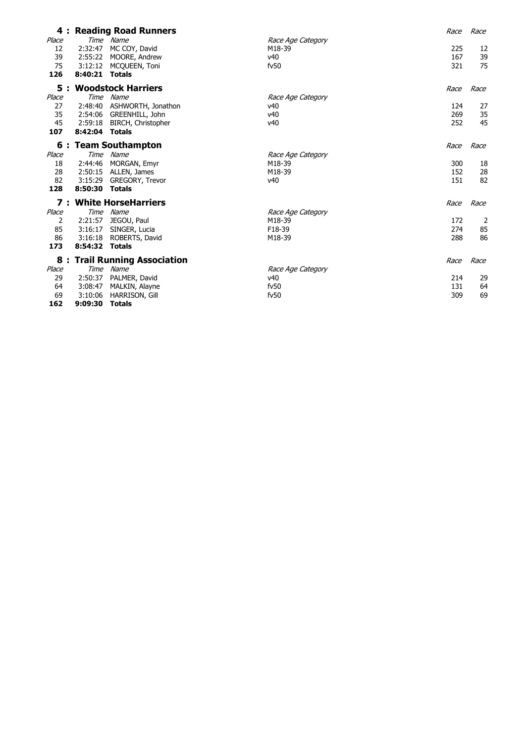## 4 : Reading Road Runners

| Place | Time | Name | Race Age Category | Race | Race |
|---|---|---|---|---|---|
| 12 | 2:32:47 | MC COY, David | M18-39 | 225 | 12 |
| 39 | 2:55:22 | MOORE, Andrew | v40 | 167 | 39 |
| 75 | 3:12:12 | MCQUEEN, Toni | fv50 | 321 | 75 |
| **126** | **8:40:21** | **Totals** | | | |

## 5 : Woodstock Harriers

| Place | Time | Name | Race Age Category | Race | Race |
|---|---|---|---|---|---|
| 27 | 2:48:40 | ASHWORTH, Jonathon | v40 | 124 | 27 |
| 35 | 2:54:06 | GREENHILL, John | v40 | 269 | 35 |
| 45 | 2:59:18 | BIRCH, Christopher | v40 | 252 | 45 |
| **107** | **8:42:04** | **Totals** | | | |

## 6 : Team Southampton

| Place | Time | Name | Race Age Category | Race | Race |
|---|---|---|---|---|---|
| 18 | 2:44:46 | MORGAN, Emyr | M18-39 | 300 | 18 |
| 28 | 2:50:15 | ALLEN, James | M18-39 | 152 | 28 |
| 82 | 3:15:29 | GREGORY, Trevor | v40 | 151 | 82 |
| **128** | **8:50:30** | **Totals** | | | |

## 7 : White HorseHarriers

| Place | Time | Name | Race Age Category | Race | Race |
|---|---|---|---|---|---|
| 2 | 2:21:57 | JEGOU, Paul | M18-39 | 172 | 2 |
| 85 | 3:16:17 | SINGER, Lucia | F18-39 | 274 | 85 |
| 86 | 3:16:18 | ROBERTS, David | M18-39 | 288 | 86 |
| **173** | **8:54:32** | **Totals** | | | |

## 8 : Trail Running Association

| Place | Time | Name | Race Age Category | Race | Race |
|---|---|---|---|---|---|
| 29 | 2:50:37 | PALMER, David | v40 | 214 | 29 |
| 64 | 3:08:47 | MALKIN, Alayne | fv50 | 131 | 64 |
| 69 | 3:10:06 | HARRISON, Gill | fv50 | 309 | 69 |
| **162** | **9:09:30** | **Totals** | | | |